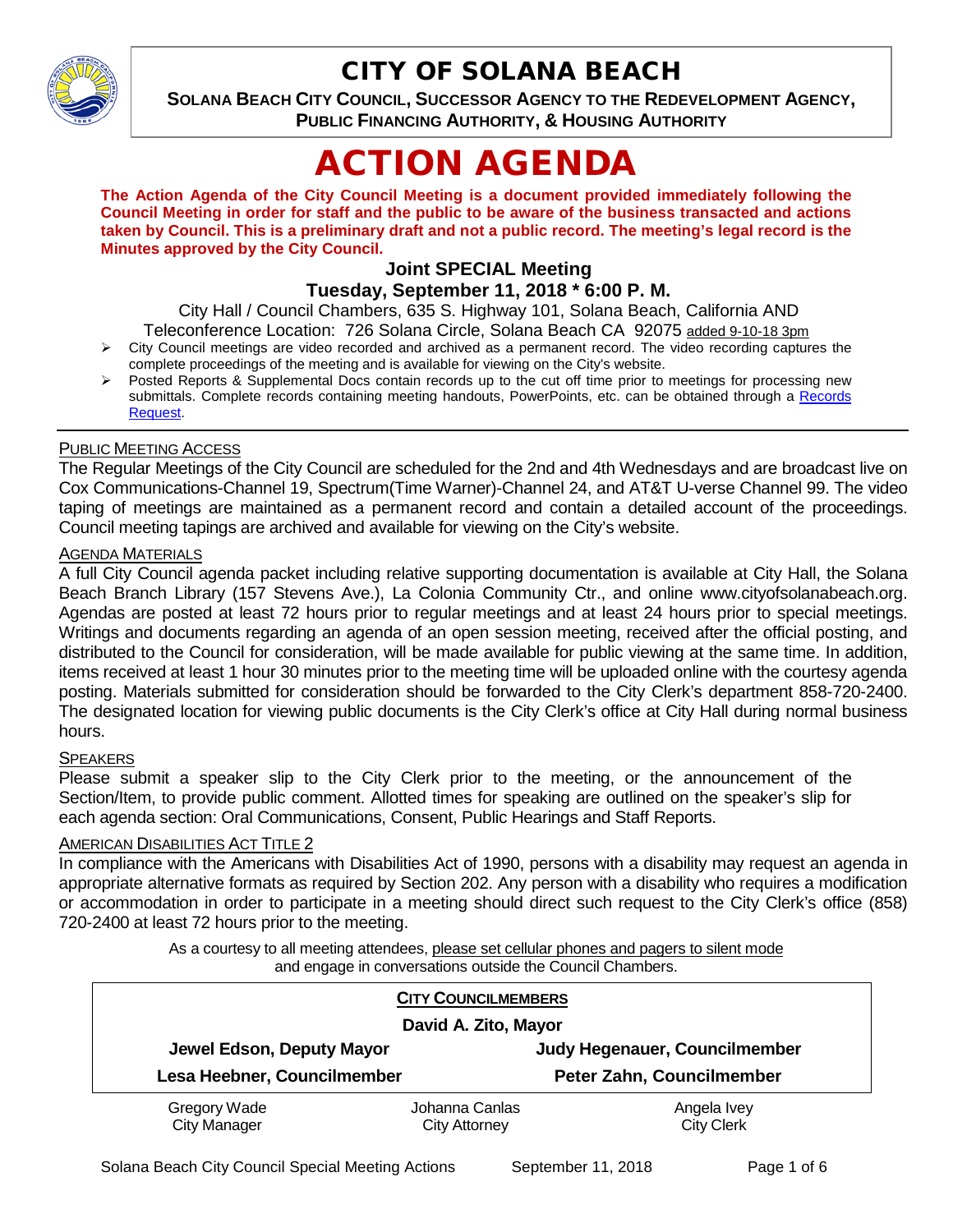# CITY OF SOLANA BEACH

**SOLANA BEACH CITY COUNCIL, SUCCESSOR AGENCY TO THE REDEVELOPMENT AGENCY, PUBLIC FINANCING AUTHORITY, & HOUSING AUTHORITY**

# ACTION AGENDA

**The Action Agenda of the City Council Meeting is a document provided immediately following the Council Meeting in order for staff and the public to be aware of the business transacted and actions taken by Council. This is a preliminary draft and not a public record. The meeting's legal record is the Minutes approved by the City Council.**

## Joint SPECIAL Meeting

## Tuesday, September 11, 2018 * 6:00 P. M.

City Hall / Council Chambers, 635 S. Highway 101, Solana Beach, California AND
Teleconference Location: 726 Solana Circle, Solana Beach CA 92075 added 9-10-18 3pm

- City Council meetings are video recorded and archived as a permanent record. The video recording captures the complete proceedings of the meeting and is available for viewing on the City's website.
- Posted Reports & Supplemental Docs contain records up to the cut off time prior to meetings for processing new submittals. Complete records containing meeting handouts, PowerPoints, etc. can be obtained through a Records Request.

PUBLIC MEETING ACCESS

The Regular Meetings of the City Council are scheduled for the 2nd and 4th Wednesdays and are broadcast live on Cox Communications-Channel 19, Spectrum(Time Warner)-Channel 24, and AT&T U-verse Channel 99. The video taping of meetings are maintained as a permanent record and contain a detailed account of the proceedings. Council meeting tapings are archived and available for viewing on the City's website.

AGENDA MATERIALS

A full City Council agenda packet including relative supporting documentation is available at City Hall, the Solana Beach Branch Library (157 Stevens Ave.), La Colonia Community Ctr., and online www.cityofsolanabeach.org. Agendas are posted at least 72 hours prior to regular meetings and at least 24 hours prior to special meetings. Writings and documents regarding an agenda of an open session meeting, received after the official posting, and distributed to the Council for consideration, will be made available for public viewing at the same time. In addition, items received at least 1 hour 30 minutes prior to the meeting time will be uploaded online with the courtesy agenda posting. Materials submitted for consideration should be forwarded to the City Clerk's department 858-720-2400. The designated location for viewing public documents is the City Clerk's office at City Hall during normal business hours.

SPEAKERS

Please submit a speaker slip to the City Clerk prior to the meeting, or the announcement of the Section/Item, to provide public comment. Allotted times for speaking are outlined on the speaker's slip for each agenda section: Oral Communications, Consent, Public Hearings and Staff Reports.

AMERICAN DISABILITIES ACT TITLE 2

In compliance with the Americans with Disabilities Act of 1990, persons with a disability may request an agenda in appropriate alternative formats as required by Section 202. Any person with a disability who requires a modification or accommodation in order to participate in a meeting should direct such request to the City Clerk's office (858) 720-2400 at least 72 hours prior to the meeting.

As a courtesy to all meeting attendees, please set cellular phones and pagers to silent mode and engage in conversations outside the Council Chambers.

**CITY COUNCILMEMBERS**

**David A. Zito, Mayor**

| | |
|---|---|
| **Jewel Edson, Deputy Mayor** | **Judy Hegenauer, Councilmember** |
| **Lesa Heebner, Councilmember** | **Peter Zahn, Councilmember** |

| Gregory Wade | Johanna Canlas | Angela Ivey |
|---|---|---|
| City Manager | City Attorney | City Clerk |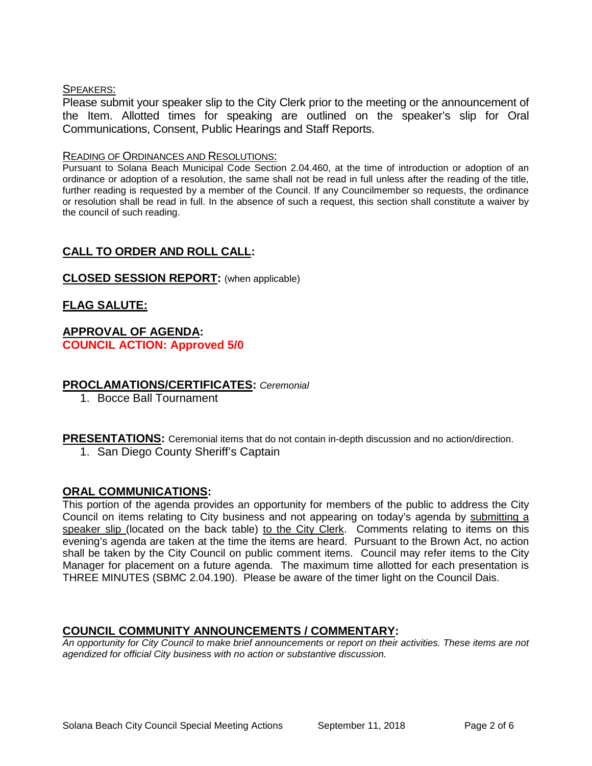SPEAKERS:

Please submit your speaker slip to the City Clerk prior to the meeting or the announcement of the Item. Allotted times for speaking are outlined on the speaker's slip for Oral Communications, Consent, Public Hearings and Staff Reports.

READING OF ORDINANCES AND RESOLUTIONS:

Pursuant to Solana Beach Municipal Code Section 2.04.460, at the time of introduction or adoption of an ordinance or adoption of a resolution, the same shall not be read in full unless after the reading of the title, further reading is requested by a member of the Council. If any Councilmember so requests, the ordinance or resolution shall be read in full. In the absence of such a request, this section shall constitute a waiver by the council of such reading.

## CALL TO ORDER AND ROLL CALL:

## CLOSED SESSION REPORT: (when applicable)

## FLAG SALUTE:

## APPROVAL OF AGENDA:

**COUNCIL ACTION: Approved 5/0**

## PROCLAMATIONS/CERTIFICATES: *Ceremonial*

1. Bocce Ball Tournament

## PRESENTATIONS: Ceremonial items that do not contain in-depth discussion and no action/direction.

1. San Diego County Sheriff's Captain

## ORAL COMMUNICATIONS:

This portion of the agenda provides an opportunity for members of the public to address the City Council on items relating to City business and not appearing on today's agenda by submitting a speaker slip (located on the back table) to the City Clerk. Comments relating to items on this evening's agenda are taken at the time the items are heard. Pursuant to the Brown Act, no action shall be taken by the City Council on public comment items. Council may refer items to the City Manager for placement on a future agenda. The maximum time allotted for each presentation is THREE MINUTES (SBMC 2.04.190). Please be aware of the timer light on the Council Dais.

## COUNCIL COMMUNITY ANNOUNCEMENTS / COMMENTARY:

*An opportunity for City Council to make brief announcements or report on their activities. These items are not agendized for official City business with no action or substantive discussion.*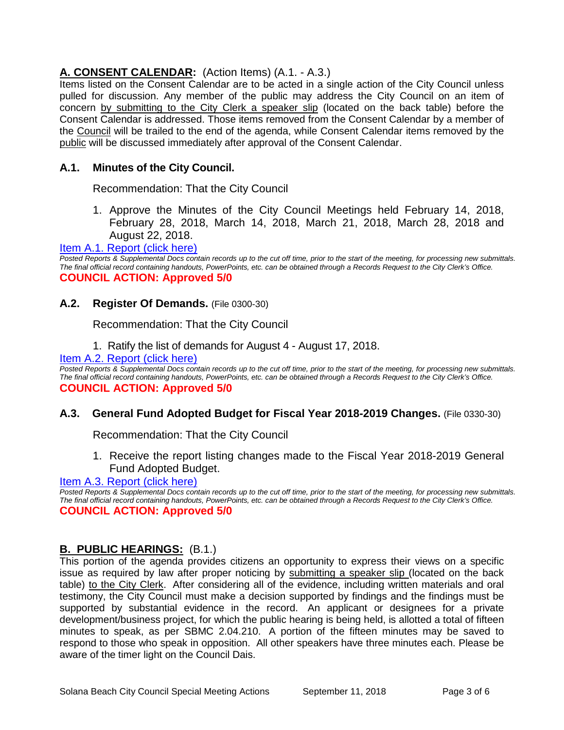## A. CONSENT CALENDAR: (Action Items) (A.1. - A.3.)

Items listed on the Consent Calendar are to be acted in a single action of the City Council unless pulled for discussion. Any member of the public may address the City Council on an item of concern by submitting to the City Clerk a speaker slip (located on the back table) before the Consent Calendar is addressed. Those items removed from the Consent Calendar by a member of the Council will be trailed to the end of the agenda, while Consent Calendar items removed by the public will be discussed immediately after approval of the Consent Calendar.

### A.1. Minutes of the City Council.

Recommendation: That the City Council

1. Approve the Minutes of the City Council Meetings held February 14, 2018, February 28, 2018, March 14, 2018, March 21, 2018, March 28, 2018 and August 22, 2018.

Item A.1. Report (click here)

*Posted Reports & Supplemental Docs contain records up to the cut off time, prior to the start of the meeting, for processing new submittals. The final official record containing handouts, PowerPoints, etc. can be obtained through a Records Request to the City Clerk's Office.*

**COUNCIL ACTION: Approved 5/0**

### A.2. Register Of Demands. (File 0300-30)

Recommendation: That the City Council

1. Ratify the list of demands for August 4 - August 17, 2018.

Item A.2. Report (click here)

*Posted Reports & Supplemental Docs contain records up to the cut off time, prior to the start of the meeting, for processing new submittals. The final official record containing handouts, PowerPoints, etc. can be obtained through a Records Request to the City Clerk's Office.*

**COUNCIL ACTION: Approved 5/0**

### A.3. General Fund Adopted Budget for Fiscal Year 2018-2019 Changes. (File 0330-30)

Recommendation: That the City Council

1. Receive the report listing changes made to the Fiscal Year 2018-2019 General Fund Adopted Budget.

Item A.3. Report (click here)

*Posted Reports & Supplemental Docs contain records up to the cut off time, prior to the start of the meeting, for processing new submittals. The final official record containing handouts, PowerPoints, etc. can be obtained through a Records Request to the City Clerk's Office.*

**COUNCIL ACTION: Approved 5/0**

## B. PUBLIC HEARINGS: (B.1.)

This portion of the agenda provides citizens an opportunity to express their views on a specific issue as required by law after proper noticing by submitting a speaker slip (located on the back table) to the City Clerk. After considering all of the evidence, including written materials and oral testimony, the City Council must make a decision supported by findings and the findings must be supported by substantial evidence in the record. An applicant or designees for a private development/business project, for which the public hearing is being held, is allotted a total of fifteen minutes to speak, as per SBMC 2.04.210. A portion of the fifteen minutes may be saved to respond to those who speak in opposition. All other speakers have three minutes each. Please be aware of the timer light on the Council Dais.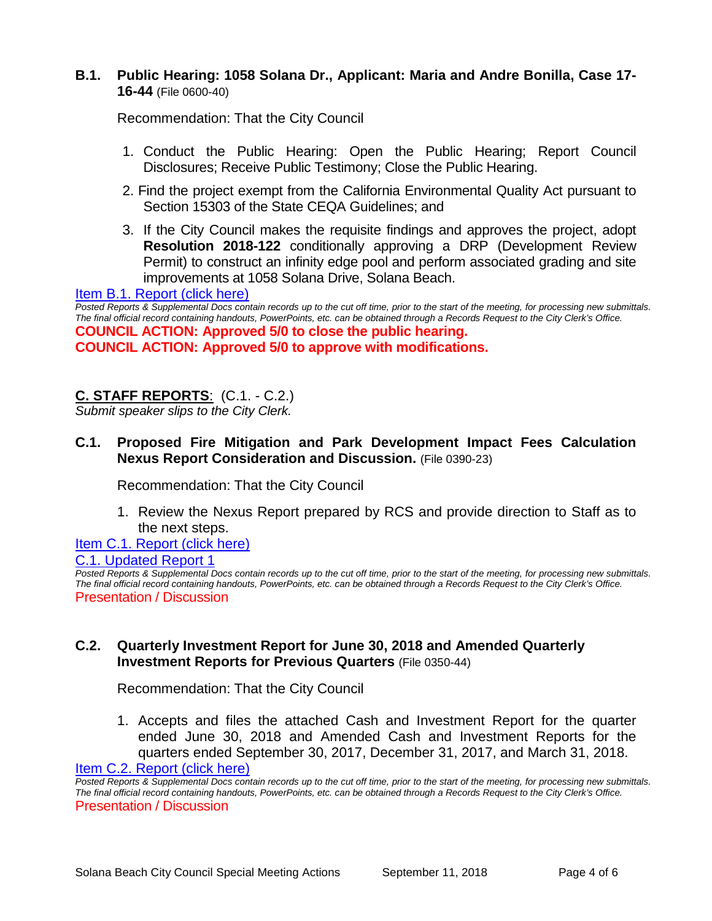### B.1. Public Hearing: 1058 Solana Dr., Applicant: Maria and Andre Bonilla, Case 17-16-44 (File 0600-40)

Recommendation: That the City Council

1. Conduct the Public Hearing: Open the Public Hearing; Report Council Disclosures; Receive Public Testimony; Close the Public Hearing.
2. Find the project exempt from the California Environmental Quality Act pursuant to Section 15303 of the State CEQA Guidelines; and
3. If the City Council makes the requisite findings and approves the project, adopt **Resolution 2018-122** conditionally approving a DRP (Development Review Permit) to construct an infinity edge pool and perform associated grading and site improvements at 1058 Solana Drive, Solana Beach.

Item B.1. Report (click here)

*Posted Reports & Supplemental Docs contain records up to the cut off time, prior to the start of the meeting, for processing new submittals. The final official record containing handouts, PowerPoints, etc. can be obtained through a Records Request to the City Clerk's Office.*

**COUNCIL ACTION: Approved 5/0 to close the public hearing.**
**COUNCIL ACTION: Approved 5/0 to approve with modifications.**

## C. STAFF REPORTS: (C.1. - C.2.)

*Submit speaker slips to the City Clerk.*

### C.1. Proposed Fire Mitigation and Park Development Impact Fees Calculation Nexus Report Consideration and Discussion. (File 0390-23)

Recommendation: That the City Council

1. Review the Nexus Report prepared by RCS and provide direction to Staff as to the next steps.

Item C.1. Report (click here)

C.1. Updated Report 1

*Posted Reports & Supplemental Docs contain records up to the cut off time, prior to the start of the meeting, for processing new submittals. The final official record containing handouts, PowerPoints, etc. can be obtained through a Records Request to the City Clerk's Office.*

Presentation / Discussion

### C.2. Quarterly Investment Report for June 30, 2018 and Amended Quarterly Investment Reports for Previous Quarters (File 0350-44)

Recommendation: That the City Council

1. Accepts and files the attached Cash and Investment Report for the quarter ended June 30, 2018 and Amended Cash and Investment Reports for the quarters ended September 30, 2017, December 31, 2017, and March 31, 2018.

Item C.2. Report (click here)

*Posted Reports & Supplemental Docs contain records up to the cut off time, prior to the start of the meeting, for processing new submittals. The final official record containing handouts, PowerPoints, etc. can be obtained through a Records Request to the City Clerk's Office.*

Presentation / Discussion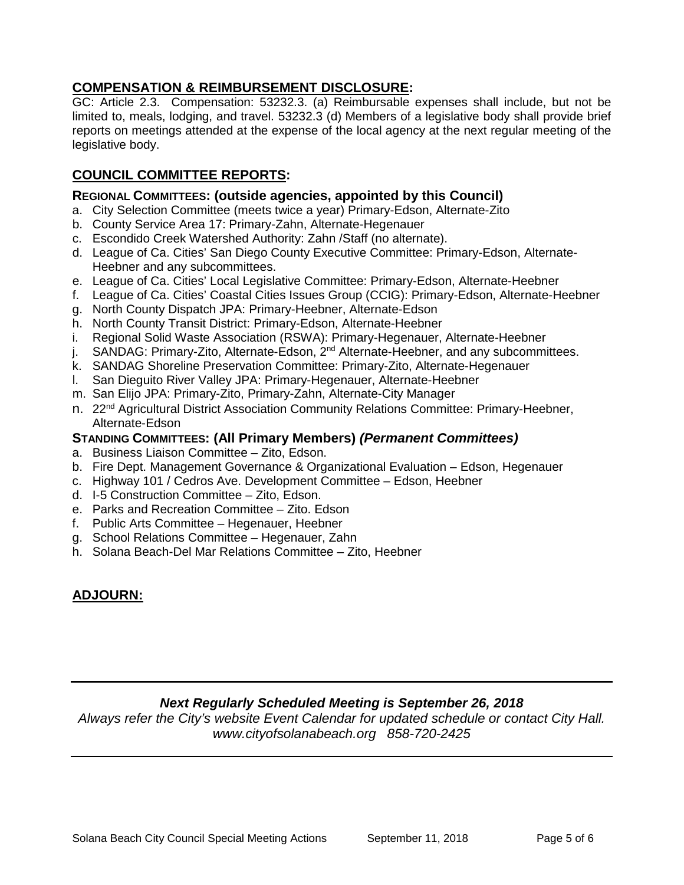## **COMPENSATION & REIMBURSEMENT DISCLOSURE:**

GC: Article 2.3. Compensation: 53232.3. (a) Reimbursable expenses shall include, but not be limited to, meals, lodging, and travel. 53232.3 (d) Members of a legislative body shall provide brief reports on meetings attended at the expense of the local agency at the next regular meeting of the legislative body.

## **COUNCIL COMMITTEE REPORTS:**

### **REGIONAL COMMITTEES: (outside agencies, appointed by this Council)**

a. City Selection Committee (meets twice a year) Primary-Edson, Alternate-Zito
b. County Service Area 17: Primary-Zahn, Alternate-Hegenauer
c. Escondido Creek Watershed Authority: Zahn /Staff (no alternate).
d. League of Ca. Cities' San Diego County Executive Committee: Primary-Edson, Alternate-Heebner and any subcommittees.
e. League of Ca. Cities' Local Legislative Committee: Primary-Edson, Alternate-Heebner
f. League of Ca. Cities' Coastal Cities Issues Group (CCIG): Primary-Edson, Alternate-Heebner
g. North County Dispatch JPA: Primary-Heebner, Alternate-Edson
h. North County Transit District: Primary-Edson, Alternate-Heebner
i. Regional Solid Waste Association (RSWA): Primary-Hegenauer, Alternate-Heebner
j. SANDAG: Primary-Zito, Alternate-Edson, 2nd Alternate-Heebner, and any subcommittees.
k. SANDAG Shoreline Preservation Committee: Primary-Zito, Alternate-Hegenauer
l. San Dieguito River Valley JPA: Primary-Hegenauer, Alternate-Heebner
m. San Elijo JPA: Primary-Zito, Primary-Zahn, Alternate-City Manager
n. 22nd Agricultural District Association Community Relations Committee: Primary-Heebner, Alternate-Edson

### **STANDING COMMITTEES: (All Primary Members) *(Permanent Committees)***

a. Business Liaison Committee – Zito, Edson.
b. Fire Dept. Management Governance & Organizational Evaluation – Edson, Hegenauer
c. Highway 101 / Cedros Ave. Development Committee – Edson, Heebner
d. I-5 Construction Committee – Zito, Edson.
e. Parks and Recreation Committee – Zito. Edson
f. Public Arts Committee – Hegenauer, Heebner
g. School Relations Committee – Hegenauer, Zahn
h. Solana Beach-Del Mar Relations Committee – Zito, Heebner

## **ADJOURN:**

---

***Next Regularly Scheduled Meeting is September 26, 2018***

*Always refer the City's website Event Calendar for updated schedule or contact City Hall. www.cityofsolanabeach.org 858-720-2425*

---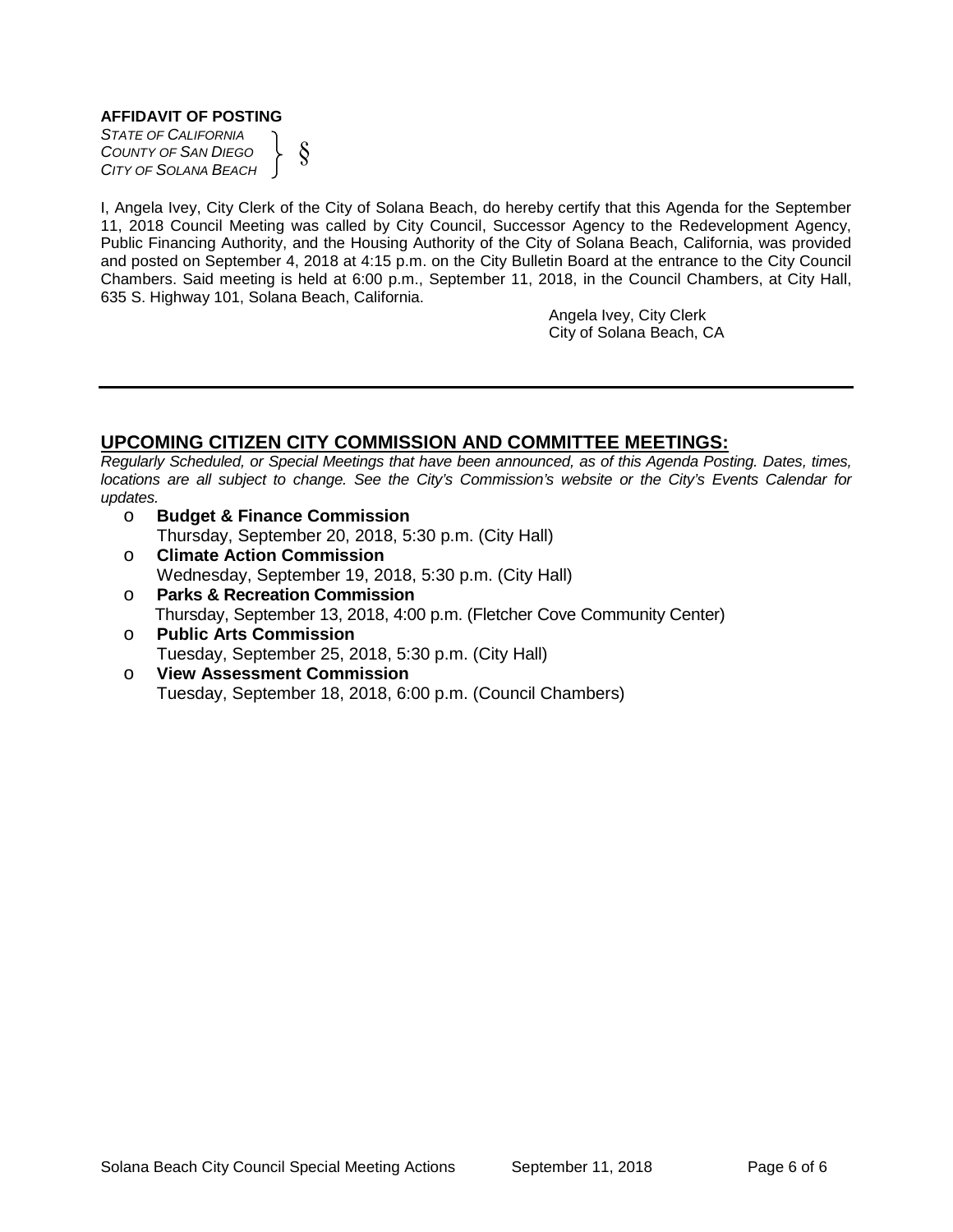**AFFIDAVIT OF POSTING**

*STATE OF CALIFORNIA*
*COUNTY OF SAN DIEGO* } §
*CITY OF SOLANA BEACH*

I, Angela Ivey, City Clerk of the City of Solana Beach, do hereby certify that this Agenda for the September 11, 2018 Council Meeting was called by City Council, Successor Agency to the Redevelopment Agency, Public Financing Authority, and the Housing Authority of the City of Solana Beach, California, was provided and posted on September 4, 2018 at 4:15 p.m. on the City Bulletin Board at the entrance to the City Council Chambers. Said meeting is held at 6:00 p.m., September 11, 2018, in the Council Chambers, at City Hall, 635 S. Highway 101, Solana Beach, California.

Angela Ivey, City Clerk
City of Solana Beach, CA

---

## UPCOMING CITIZEN CITY COMMISSION AND COMMITTEE MEETINGS:

*Regularly Scheduled, or Special Meetings that have been announced, as of this Agenda Posting. Dates, times, locations are all subject to change. See the City's Commission's website or the City's Events Calendar for updates.*

- **Budget & Finance Commission**
  Thursday, September 20, 2018, 5:30 p.m. (City Hall)
- **Climate Action Commission**
  Wednesday, September 19, 2018, 5:30 p.m. (City Hall)
- **Parks & Recreation Commission**
  Thursday, September 13, 2018, 4:00 p.m. (Fletcher Cove Community Center)
- **Public Arts Commission**
  Tuesday, September 25, 2018, 5:30 p.m. (City Hall)
- **View Assessment Commission**
  Tuesday, September 18, 2018, 6:00 p.m. (Council Chambers)